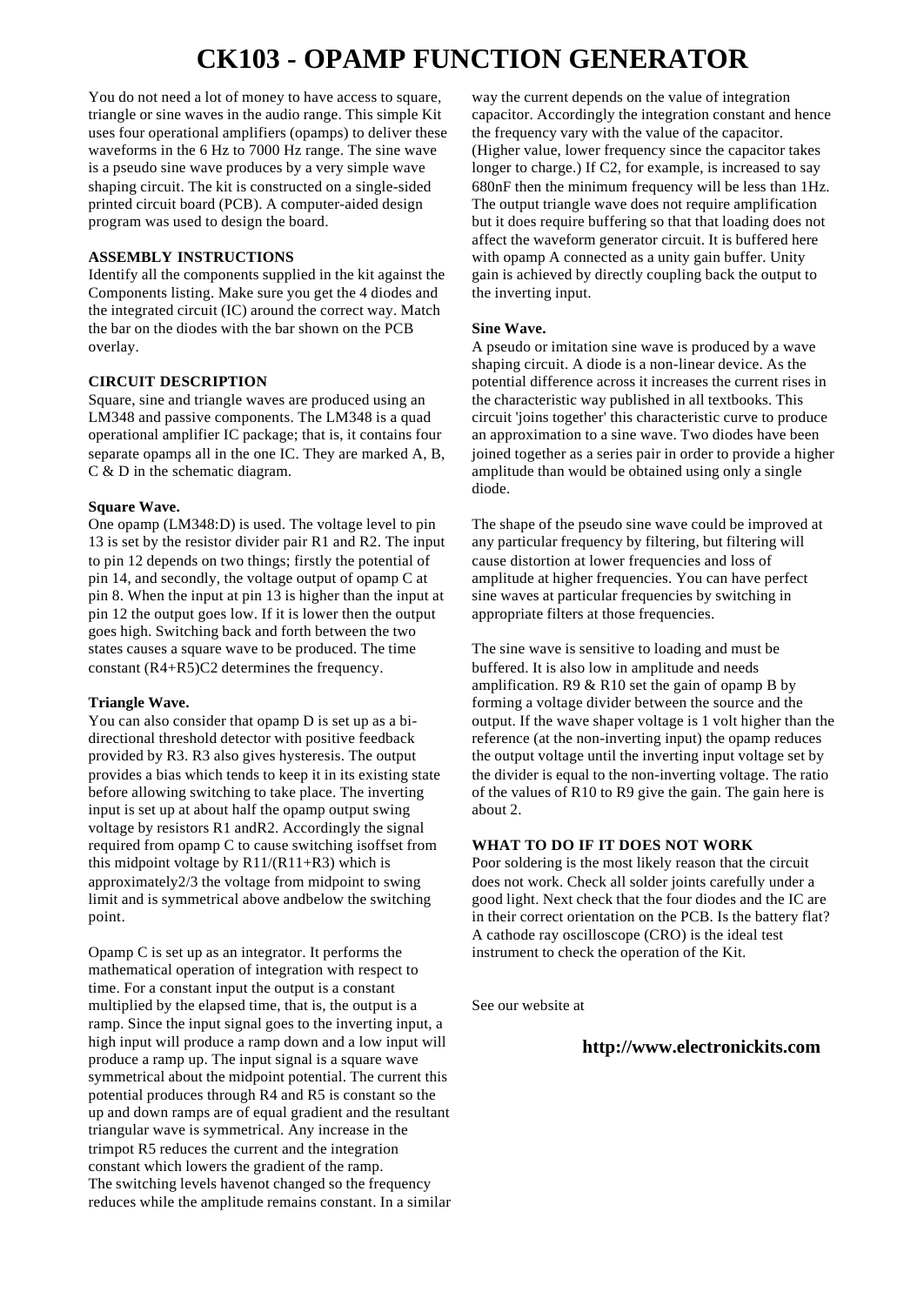# CK103 - OPAMP FUNCTION GENERATOR

You do not need a lot of money to have access to square, triangle or sine waves in the audio range. This simple Kit uses four operational amplifiers (opamps) to deliver these waveforms in the 6 Hz to 7000 Hz range. The sine wave is a pseudo sine wave produces by a very simple wave shaping circuit. The kit is constructed on a single-sided printed circuit board (PCB). A computer-aided design program was used to design the board.

**ASSEMBLY INSTRUCTIONS**

Identify all the components supplied in the kit against the Components listing. Make sure you get the 4 diodes and the integrated circuit (IC) around the correct way. Match the bar on the diodes with the bar shown on the PCB overlay.

**CIRCUIT DESCRIPTION**

Square, sine and triangle waves are produced using an LM348 and passive components. The LM348 is a quad operational amplifier IC package; that is, it contains four separate opamps all in the one IC. They are marked A, B, C & D in the schematic diagram.

**Square Wave.**

One opamp (LM348:D) is used. The voltage level to pin 13 is set by the resistor divider pair R1 and R2. The input to pin 12 depends on two things; firstly the potential of pin 14, and secondly, the voltage output of opamp C at pin 8. When the input at pin 13 is higher than the input at pin 12 the output goes low. If it is lower then the output goes high. Switching back and forth between the two states causes a square wave to be produced. The time constant (R4+R5)C2 determines the frequency.

**Triangle Wave.**

You can also consider that opamp D is set up as a bi-directional threshold detector with positive feedback provided by R3. R3 also gives hysteresis. The output provides a bias which tends to keep it in its existing state before allowing switching to take place. The inverting input is set up at about half the opamp output swing voltage by resistors R1 andR2. Accordingly the signal required from opamp C to cause switching isoffset from this midpoint voltage by R11/(R11+R3) which is approximately2/3 the voltage from midpoint to swing limit and is symmetrical above andbelow the switching point.

Opamp C is set up as an integrator. It performs the mathematical operation of integration with respect to time. For a constant input the output is a constant multiplied by the elapsed time, that is, the output is a ramp. Since the input signal goes to the inverting input, a high input will produce a ramp down and a low input will produce a ramp up. The input signal is a square wave symmetrical about the midpoint potential. The current this potential produces through R4 and R5 is constant so the up and down ramps are of equal gradient and the resultant triangular wave is symmetrical. Any increase in the trimpot R5 reduces the current and the integration constant which lowers the gradient of the ramp.
The switching levels havenot changed so the frequency reduces while the amplitude remains constant. In a similar way the current depends on the value of integration capacitor. Accordingly the integration constant and hence the frequency vary with the value of the capacitor. (Higher value, lower frequency since the capacitor takes longer to charge.) If C2, for example, is increased to say 680nF then the minimum frequency will be less than 1Hz. The output triangle wave does not require amplification but it does require buffering so that that loading does not affect the waveform generator circuit. It is buffered here with opamp A connected as a unity gain buffer. Unity gain is achieved by directly coupling back the output to the inverting input.

**Sine Wave.**

A pseudo or imitation sine wave is produced by a wave shaping circuit. A diode is a non-linear device. As the potential difference across it increases the current rises in the characteristic way published in all textbooks. This circuit 'joins together' this characteristic curve to produce an approximation to a sine wave. Two diodes have been joined together as a series pair in order to provide a higher amplitude than would be obtained using only a single diode.

The shape of the pseudo sine wave could be improved at any particular frequency by filtering, but filtering will cause distortion at lower frequencies and loss of amplitude at higher frequencies. You can have perfect sine waves at particular frequencies by switching in appropriate filters at those frequencies.

The sine wave is sensitive to loading and must be buffered. It is also low in amplitude and needs amplification. R9 & R10 set the gain of opamp B by forming a voltage divider between the source and the output. If the wave shaper voltage is 1 volt higher than the reference (at the non-inverting input) the opamp reduces the output voltage until the inverting input voltage set by the divider is equal to the non-inverting voltage. The ratio of the values of R10 to R9 give the gain. The gain here is about 2.

**WHAT TO DO IF IT DOES NOT WORK**

Poor soldering is the most likely reason that the circuit does not work. Check all solder joints carefully under a good light. Next check that the four diodes and the IC are in their correct orientation on the PCB. Is the battery flat? A cathode ray oscilloscope (CRO) is the ideal test instrument to check the operation of the Kit.

See our website at

**http://www.electronickits.com**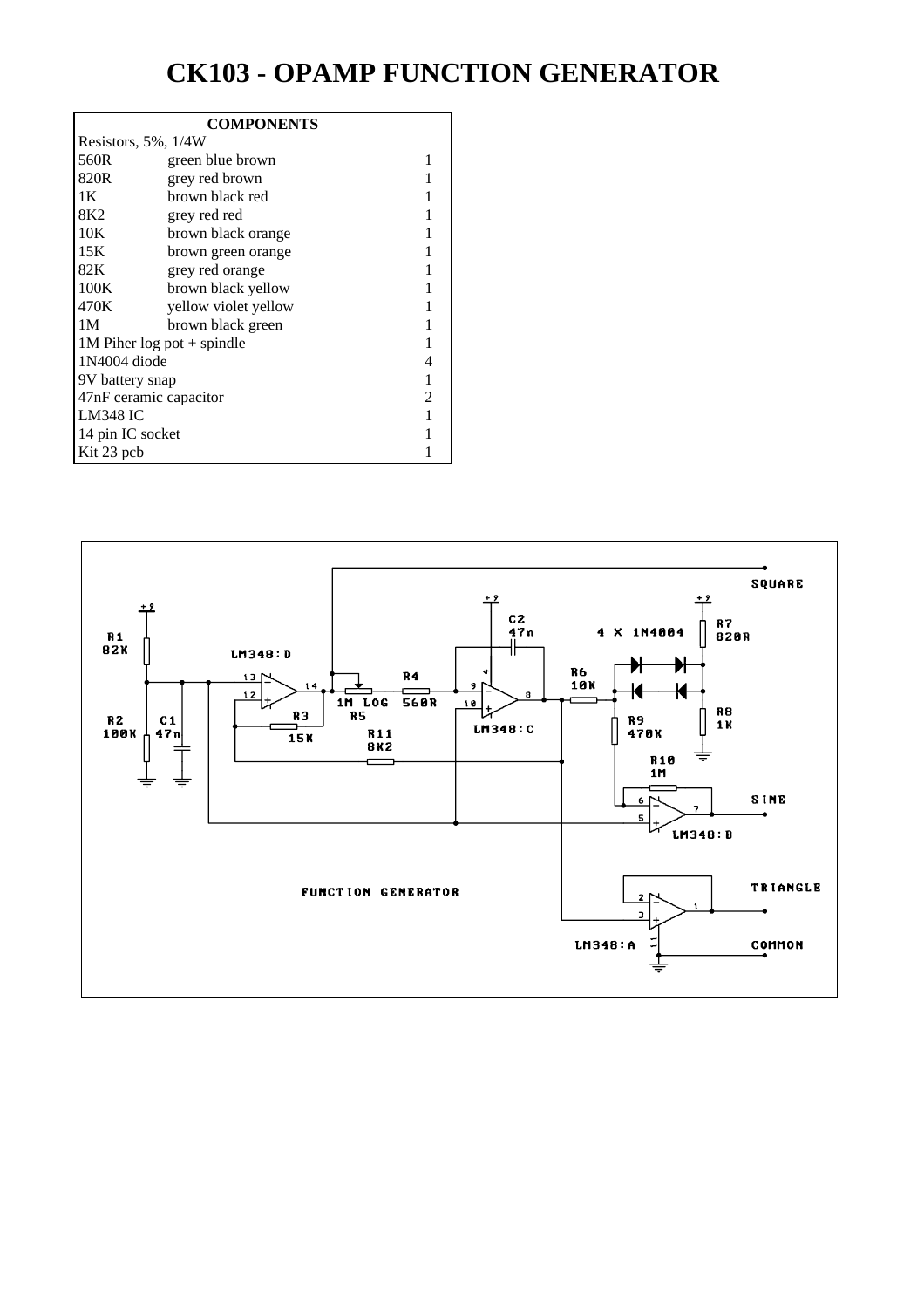# CK103 - OPAMP FUNCTION GENERATOR

| COMPONENTS | | |
|---|---|---|
| Resistors, 5%, 1/4W | | |
| 560R | green blue brown | 1 |
| 820R | grey red brown | 1 |
| 1K | brown black red | 1 |
| 8K2 | grey red red | 1 |
| 10K | brown black orange | 1 |
| 15K | brown green orange | 1 |
| 82K | grey red orange | 1 |
| 100K | brown black yellow | 1 |
| 470K | yellow violet yellow | 1 |
| 1M | brown black green | 1 |
| 1M Piher log pot + spindle | | 1 |
| 1N4004 diode | | 4 |
| 9V battery snap | | 1 |
| 47nF ceramic capacitor | | 2 |
| LM348 IC | | 1 |
| 14 pin IC socket | | 1 |
| Kit 23 pcb | | 1 |

SQUARE
+9
R1
82K
R2
100K
C1
47n
LM348:D
13
12
14
R3
15K
1M LOG
R5
R4
560R
R11
8K2
+9
C2
47n
4
9
10
8
LM348:C
4 X 1N4004
+9
R7
820R
R6
10K
R8
1K
R9
470K
R10
1M
6
5
7
SINE
LM348:B
FUNCTION GENERATOR
2
3
1
TRIANGLE
LM348:A
11
COMMON